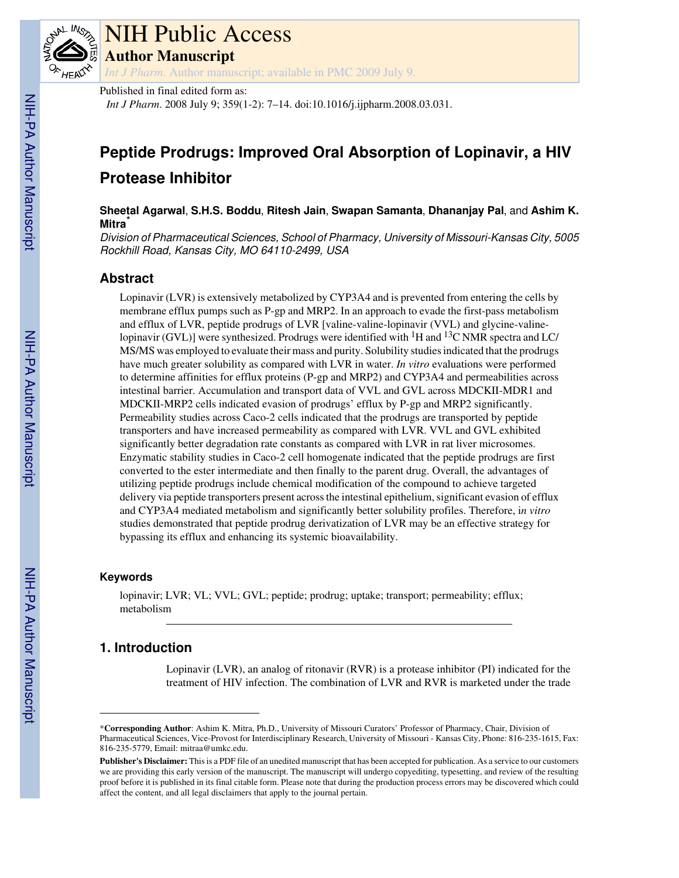# NIH Public Access

## Author Manuscript

*Int J Pharm*. Author manuscript; available in PMC 2009 July 9.

Published in final edited form as:

*Int J Pharm*. 2008 July 9; 359(1-2): 7–14. doi:10.1016/j.ijpharm.2008.03.031.

# Peptide Prodrugs: Improved Oral Absorption of Lopinavir, a HIV Protease Inhibitor

**Sheetal Agarwal**, **S.H.S. Boddu**, **Ritesh Jain**, **Swapan Samanta**, **Dhananjay Pal**, and **Ashim K. Mitra***

*Division of Pharmaceutical Sciences, School of Pharmacy, University of Missouri-Kansas City, 5005 Rockhill Road, Kansas City, MO 64110-2499, USA*

## Abstract

Lopinavir (LVR) is extensively metabolized by CYP3A4 and is prevented from entering the cells by membrane efflux pumps such as P-gp and MRP2. In an approach to evade the first-pass metabolism and efflux of LVR, peptide prodrugs of LVR [valine-valine-lopinavir (VVL) and glycine-valine-lopinavir (GVL)] were synthesized. Prodrugs were identified with $^{1}H$ and $^{13}C$ NMR spectra and LC/MS/MS was employed to evaluate their mass and purity. Solubility studies indicated that the prodrugs have much greater solubility as compared with LVR in water. *In vitro* evaluations were performed to determine affinities for efflux proteins (P-gp and MRP2) and CYP3A4 and permeabilities across intestinal barrier. Accumulation and transport data of VVL and GVL across MDCKII-MDR1 and MDCKII-MRP2 cells indicated evasion of prodrugs' efflux by P-gp and MRP2 significantly. Permeability studies across Caco-2 cells indicated that the prodrugs are transported by peptide transporters and have increased permeability as compared with LVR. VVL and GVL exhibited significantly better degradation rate constants as compared with LVR in rat liver microsomes. Enzymatic stability studies in Caco-2 cell homogenate indicated that the peptide prodrugs are first converted to the ester intermediate and then finally to the parent drug. Overall, the advantages of utilizing peptide prodrugs include chemical modification of the compound to achieve targeted delivery via peptide transporters present across the intestinal epithelium, significant evasion of efflux and CYP3A4 mediated metabolism and significantly better solubility profiles. Therefore, i*n vitro* studies demonstrated that peptide prodrug derivatization of LVR may be an effective strategy for bypassing its efflux and enhancing its systemic bioavailability.

### Keywords

lopinavir; LVR; VL; VVL; GVL; peptide; prodrug; uptake; transport; permeability; efflux; metabolism

## 1. Introduction

Lopinavir (LVR), an analog of ritonavir (RVR) is a protease inhibitor (PI) indicated for the treatment of HIV infection. The combination of LVR and RVR is marketed under the trade

---

*__Corresponding Author__: Ashim K. Mitra, Ph.D., University of Missouri Curators' Professor of Pharmacy, Chair, Division of Pharmaceutical Sciences, Vice-Provost for Interdisciplinary Research, University of Missouri - Kansas City, Phone: 816-235-1615, Fax: 816-235-5779, Email: mitraa@umkc.edu.

**Publisher's Disclaimer:** This is a PDF file of an unedited manuscript that has been accepted for publication. As a service to our customers we are providing this early version of the manuscript. The manuscript will undergo copyediting, typesetting, and review of the resulting proof before it is published in its final citable form. Please note that during the production process errors may be discovered which could affect the content, and all legal disclaimers that apply to the journal pertain.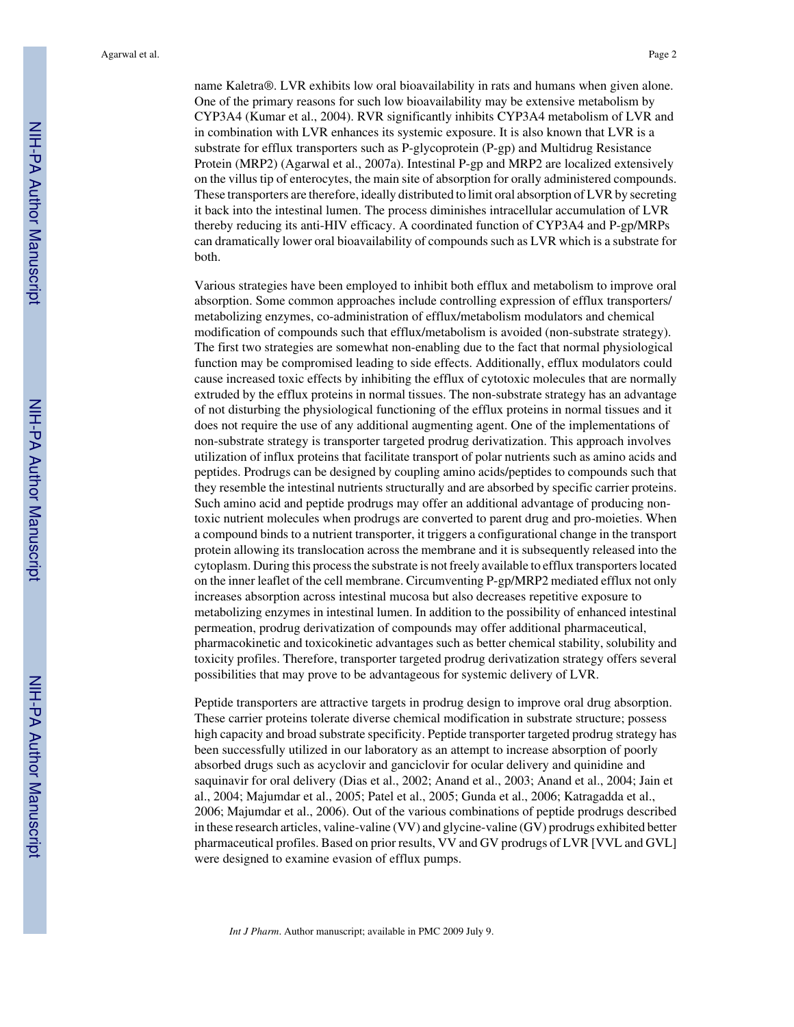name Kaletra®. LVR exhibits low oral bioavailability in rats and humans when given alone. One of the primary reasons for such low bioavailability may be extensive metabolism by CYP3A4 (Kumar et al., 2004). RVR significantly inhibits CYP3A4 metabolism of LVR and in combination with LVR enhances its systemic exposure. It is also known that LVR is a substrate for efflux transporters such as P-glycoprotein (P-gp) and Multidrug Resistance Protein (MRP2) (Agarwal et al., 2007a). Intestinal P-gp and MRP2 are localized extensively on the villus tip of enterocytes, the main site of absorption for orally administered compounds. These transporters are therefore, ideally distributed to limit oral absorption of LVR by secreting it back into the intestinal lumen. The process diminishes intracellular accumulation of LVR thereby reducing its anti-HIV efficacy. A coordinated function of CYP3A4 and P-gp/MRPs can dramatically lower oral bioavailability of compounds such as LVR which is a substrate for both.

Various strategies have been employed to inhibit both efflux and metabolism to improve oral absorption. Some common approaches include controlling expression of efflux transporters/ metabolizing enzymes, co-administration of efflux/metabolism modulators and chemical modification of compounds such that efflux/metabolism is avoided (non-substrate strategy). The first two strategies are somewhat non-enabling due to the fact that normal physiological function may be compromised leading to side effects. Additionally, efflux modulators could cause increased toxic effects by inhibiting the efflux of cytotoxic molecules that are normally extruded by the efflux proteins in normal tissues. The non-substrate strategy has an advantage of not disturbing the physiological functioning of the efflux proteins in normal tissues and it does not require the use of any additional augmenting agent. One of the implementations of non-substrate strategy is transporter targeted prodrug derivatization. This approach involves utilization of influx proteins that facilitate transport of polar nutrients such as amino acids and peptides. Prodrugs can be designed by coupling amino acids/peptides to compounds such that they resemble the intestinal nutrients structurally and are absorbed by specific carrier proteins. Such amino acid and peptide prodrugs may offer an additional advantage of producing non-toxic nutrient molecules when prodrugs are converted to parent drug and pro-moieties. When a compound binds to a nutrient transporter, it triggers a configurational change in the transport protein allowing its translocation across the membrane and it is subsequently released into the cytoplasm. During this process the substrate is not freely available to efflux transporters located on the inner leaflet of the cell membrane. Circumventing P-gp/MRP2 mediated efflux not only increases absorption across intestinal mucosa but also decreases repetitive exposure to metabolizing enzymes in intestinal lumen. In addition to the possibility of enhanced intestinal permeation, prodrug derivatization of compounds may offer additional pharmaceutical, pharmacokinetic and toxicokinetic advantages such as better chemical stability, solubility and toxicity profiles. Therefore, transporter targeted prodrug derivatization strategy offers several possibilities that may prove to be advantageous for systemic delivery of LVR.

Peptide transporters are attractive targets in prodrug design to improve oral drug absorption. These carrier proteins tolerate diverse chemical modification in substrate structure; possess high capacity and broad substrate specificity. Peptide transporter targeted prodrug strategy has been successfully utilized in our laboratory as an attempt to increase absorption of poorly absorbed drugs such as acyclovir and ganciclovir for ocular delivery and quinidine and saquinavir for oral delivery (Dias et al., 2002; Anand et al., 2003; Anand et al., 2004; Jain et al., 2004; Majumdar et al., 2005; Patel et al., 2005; Gunda et al., 2006; Katragadda et al., 2006; Majumdar et al., 2006). Out of the various combinations of peptide prodrugs described in these research articles, valine-valine (VV) and glycine-valine (GV) prodrugs exhibited better pharmaceutical profiles. Based on prior results, VV and GV prodrugs of LVR [VVL and GVL] were designed to examine evasion of efflux pumps.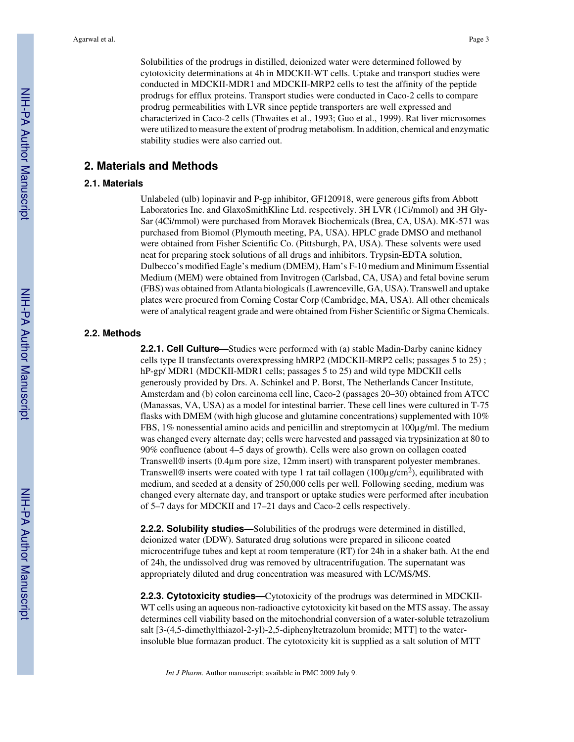Solubilities of the prodrugs in distilled, deionized water were determined followed by cytotoxicity determinations at 4h in MDCKII-WT cells. Uptake and transport studies were conducted in MDCKII-MDR1 and MDCKII-MRP2 cells to test the affinity of the peptide prodrugs for efflux proteins. Transport studies were conducted in Caco-2 cells to compare prodrug permeabilities with LVR since peptide transporters are well expressed and characterized in Caco-2 cells (Thwaites et al., 1993; Guo et al., 1999). Rat liver microsomes were utilized to measure the extent of prodrug metabolism. In addition, chemical and enzymatic stability studies were also carried out.

## 2. Materials and Methods

### 2.1. Materials

Unlabeled (ulb) lopinavir and P-gp inhibitor, GF120918, were generous gifts from Abbott Laboratories Inc. and GlaxoSmithKline Ltd. respectively. 3H LVR (1Ci/mmol) and 3H Gly-Sar (4Ci/mmol) were purchased from Moravek Biochemicals (Brea, CA, USA). MK-571 was purchased from Biomol (Plymouth meeting, PA, USA). HPLC grade DMSO and methanol were obtained from Fisher Scientific Co. (Pittsburgh, PA, USA). These solvents were used neat for preparing stock solutions of all drugs and inhibitors. Trypsin-EDTA solution, Dulbecco's modified Eagle's medium (DMEM), Ham's F-10 medium and Minimum Essential Medium (MEM) were obtained from Invitrogen (Carlsbad, CA, USA) and fetal bovine serum (FBS) was obtained from Atlanta biologicals (Lawrenceville, GA, USA). Transwell and uptake plates were procured from Corning Costar Corp (Cambridge, MA, USA). All other chemicals were of analytical reagent grade and were obtained from Fisher Scientific or Sigma Chemicals.

### 2.2. Methods

**2.2.1. Cell Culture—**Studies were performed with (a) stable Madin-Darby canine kidney cells type II transfectants overexpressing hMRP2 (MDCKII-MRP2 cells; passages 5 to 25) ; hP-gp/ MDR1 (MDCKII-MDR1 cells; passages 5 to 25) and wild type MDCKII cells generously provided by Drs. A. Schinkel and P. Borst, The Netherlands Cancer Institute, Amsterdam and (b) colon carcinoma cell line, Caco-2 (passages 20–30) obtained from ATCC (Manassas, VA, USA) as a model for intestinal barrier. These cell lines were cultured in T-75 flasks with DMEM (with high glucose and glutamine concentrations) supplemented with 10% FBS, 1% nonessential amino acids and penicillin and streptomycin at 100µg/ml. The medium was changed every alternate day; cells were harvested and passaged via trypsinization at 80 to 90% confluence (about 4–5 days of growth). Cells were also grown on collagen coated Transwell® inserts (0.4µm pore size, 12mm insert) with transparent polyester membranes. Transwell® inserts were coated with type 1 rat tail collagen (100µg/cm$^2$), equilibrated with medium, and seeded at a density of 250,000 cells per well. Following seeding, medium was changed every alternate day, and transport or uptake studies were performed after incubation of 5–7 days for MDCKII and 17–21 days and Caco-2 cells respectively.

**2.2.2. Solubility studies—**Solubilities of the prodrugs were determined in distilled, deionized water (DDW). Saturated drug solutions were prepared in silicone coated microcentrifuge tubes and kept at room temperature (RT) for 24h in a shaker bath. At the end of 24h, the undissolved drug was removed by ultracentrifugation. The supernatant was appropriately diluted and drug concentration was measured with LC/MS/MS.

**2.2.3. Cytotoxicity studies—**Cytotoxicity of the prodrugs was determined in MDCKII-WT cells using an aqueous non-radioactive cytotoxicity kit based on the MTS assay. The assay determines cell viability based on the mitochondrial conversion of a water-soluble tetrazolium salt [3-(4,5-dimethylthiazol-2-yl)-2,5-diphenyltetrazolum bromide; MTT] to the water-insoluble blue formazan product. The cytotoxicity kit is supplied as a salt solution of MTT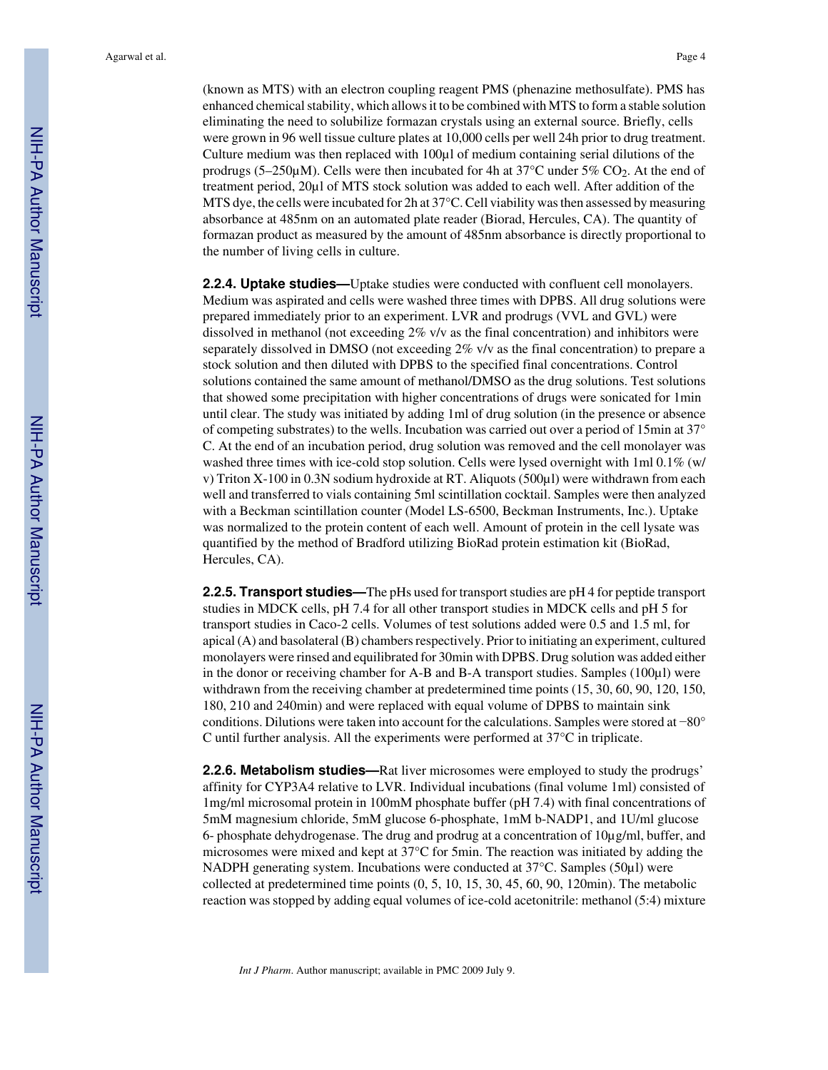(known as MTS) with an electron coupling reagent PMS (phenazine methosulfate). PMS has enhanced chemical stability, which allows it to be combined with MTS to form a stable solution eliminating the need to solubilize formazan crystals using an external source. Briefly, cells were grown in 96 well tissue culture plates at 10,000 cells per well 24h prior to drug treatment. Culture medium was then replaced with 100μl of medium containing serial dilutions of the prodrugs (5–250μM). Cells were then incubated for 4h at 37°C under 5% $CO_2$. At the end of treatment period, 20μl of MTS stock solution was added to each well. After addition of the MTS dye, the cells were incubated for 2h at 37°C. Cell viability was then assessed by measuring absorbance at 485nm on an automated plate reader (Biorad, Hercules, CA). The quantity of formazan product as measured by the amount of 485nm absorbance is directly proportional to the number of living cells in culture.

**2.2.4. Uptake studies—**Uptake studies were conducted with confluent cell monolayers. Medium was aspirated and cells were washed three times with DPBS. All drug solutions were prepared immediately prior to an experiment. LVR and prodrugs (VVL and GVL) were dissolved in methanol (not exceeding 2% v/v as the final concentration) and inhibitors were separately dissolved in DMSO (not exceeding 2% v/v as the final concentration) to prepare a stock solution and then diluted with DPBS to the specified final concentrations. Control solutions contained the same amount of methanol/DMSO as the drug solutions. Test solutions that showed some precipitation with higher concentrations of drugs were sonicated for 1min until clear. The study was initiated by adding 1ml of drug solution (in the presence or absence of competing substrates) to the wells. Incubation was carried out over a period of 15min at 37° C. At the end of an incubation period, drug solution was removed and the cell monolayer was washed three times with ice-cold stop solution. Cells were lysed overnight with 1ml 0.1% (w/v) Triton X-100 in 0.3N sodium hydroxide at RT. Aliquots (500μl) were withdrawn from each well and transferred to vials containing 5ml scintillation cocktail. Samples were then analyzed with a Beckman scintillation counter (Model LS-6500, Beckman Instruments, Inc.). Uptake was normalized to the protein content of each well. Amount of protein in the cell lysate was quantified by the method of Bradford utilizing BioRad protein estimation kit (BioRad, Hercules, CA).

**2.2.5. Transport studies—**The pHs used for transport studies are pH 4 for peptide transport studies in MDCK cells, pH 7.4 for all other transport studies in MDCK cells and pH 5 for transport studies in Caco-2 cells. Volumes of test solutions added were 0.5 and 1.5 ml, for apical (A) and basolateral (B) chambers respectively. Prior to initiating an experiment, cultured monolayers were rinsed and equilibrated for 30min with DPBS. Drug solution was added either in the donor or receiving chamber for A-B and B-A transport studies. Samples (100μl) were withdrawn from the receiving chamber at predetermined time points (15, 30, 60, 90, 120, 150, 180, 210 and 240min) and were replaced with equal volume of DPBS to maintain sink conditions. Dilutions were taken into account for the calculations. Samples were stored at −80° C until further analysis. All the experiments were performed at 37°C in triplicate.

**2.2.6. Metabolism studies—**Rat liver microsomes were employed to study the prodrugs' affinity for CYP3A4 relative to LVR. Individual incubations (final volume 1ml) consisted of 1mg/ml microsomal protein in 100mM phosphate buffer (pH 7.4) with final concentrations of 5mM magnesium chloride, 5mM glucose 6-phosphate, 1mM b-NADP1, and 1U/ml glucose 6- phosphate dehydrogenase. The drug and prodrug at a concentration of 10μg/ml, buffer, and microsomes were mixed and kept at 37°C for 5min. The reaction was initiated by adding the NADPH generating system. Incubations were conducted at 37°C. Samples (50μl) were collected at predetermined time points (0, 5, 10, 15, 30, 45, 60, 90, 120min). The metabolic reaction was stopped by adding equal volumes of ice-cold acetonitrile: methanol (5:4) mixture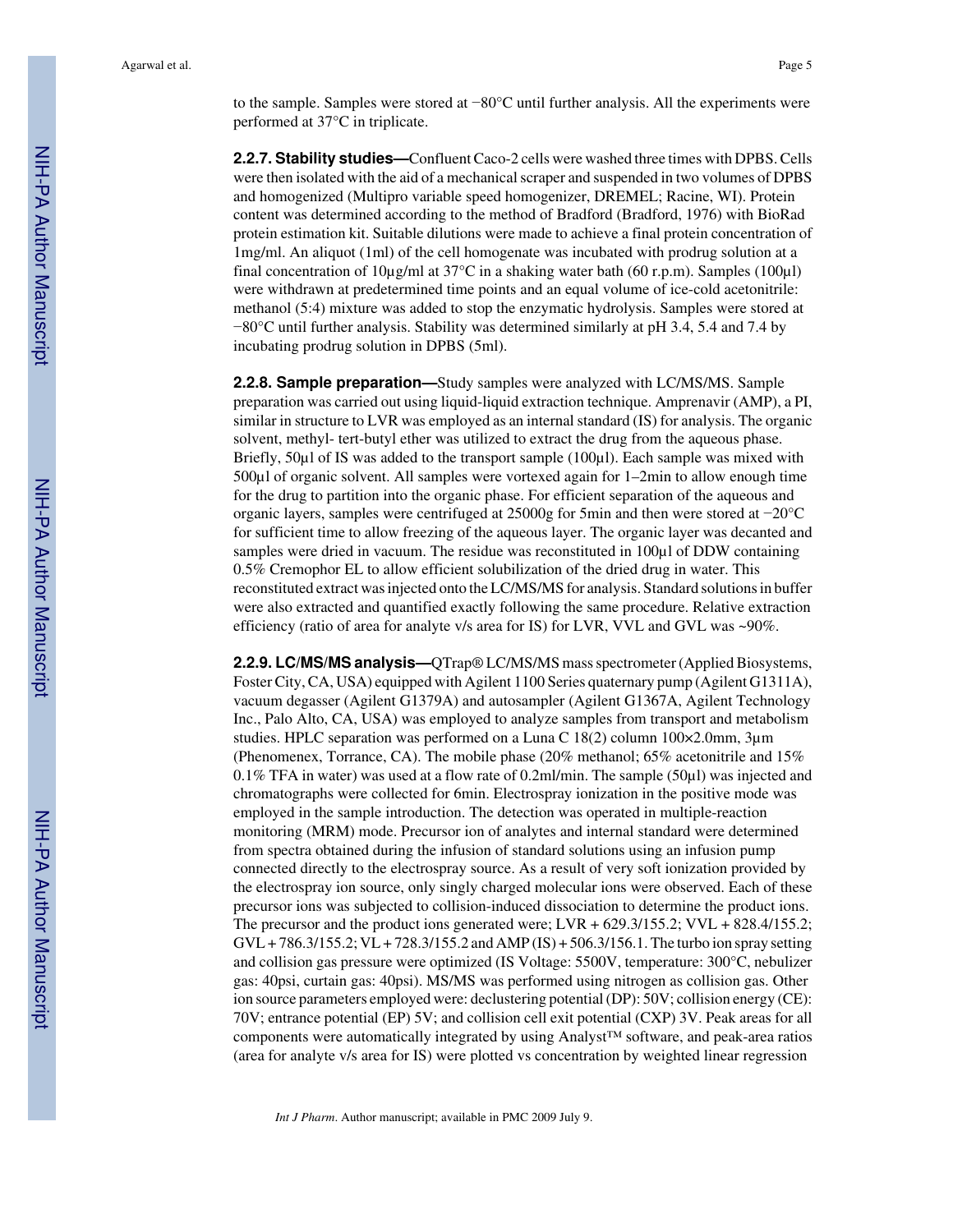to the sample. Samples were stored at −80°C until further analysis. All the experiments were performed at 37°C in triplicate.

**2.2.7. Stability studies—**Confluent Caco-2 cells were washed three times with DPBS. Cells were then isolated with the aid of a mechanical scraper and suspended in two volumes of DPBS and homogenized (Multipro variable speed homogenizer, DREMEL; Racine, WI). Protein content was determined according to the method of Bradford (Bradford, 1976) with BioRad protein estimation kit. Suitable dilutions were made to achieve a final protein concentration of 1mg/ml. An aliquot (1ml) of the cell homogenate was incubated with prodrug solution at a final concentration of 10µg/ml at 37°C in a shaking water bath (60 r.p.m). Samples (100µl) were withdrawn at predetermined time points and an equal volume of ice-cold acetonitrile: methanol (5:4) mixture was added to stop the enzymatic hydrolysis. Samples were stored at −80°C until further analysis. Stability was determined similarly at pH 3.4, 5.4 and 7.4 by incubating prodrug solution in DPBS (5ml).

**2.2.8. Sample preparation—**Study samples were analyzed with LC/MS/MS. Sample preparation was carried out using liquid-liquid extraction technique. Amprenavir (AMP), a PI, similar in structure to LVR was employed as an internal standard (IS) for analysis. The organic solvent, methyl- tert-butyl ether was utilized to extract the drug from the aqueous phase. Briefly, 50µl of IS was added to the transport sample (100µl). Each sample was mixed with 500µl of organic solvent. All samples were vortexed again for 1–2min to allow enough time for the drug to partition into the organic phase. For efficient separation of the aqueous and organic layers, samples were centrifuged at 25000g for 5min and then were stored at −20°C for sufficient time to allow freezing of the aqueous layer. The organic layer was decanted and samples were dried in vacuum. The residue was reconstituted in 100µl of DDW containing 0.5% Cremophor EL to allow efficient solubilization of the dried drug in water. This reconstituted extract was injected onto the LC/MS/MS for analysis. Standard solutions in buffer were also extracted and quantified exactly following the same procedure. Relative extraction efficiency (ratio of area for analyte v/s area for IS) for LVR, VVL and GVL was ~90%.

**2.2.9. LC/MS/MS analysis—**QTrap® LC/MS/MS mass spectrometer (Applied Biosystems, Foster City, CA, USA) equipped with Agilent 1100 Series quaternary pump (Agilent G1311A), vacuum degasser (Agilent G1379A) and autosampler (Agilent G1367A, Agilent Technology Inc., Palo Alto, CA, USA) was employed to analyze samples from transport and metabolism studies. HPLC separation was performed on a Luna C 18(2) column 100×2.0mm, 3µm (Phenomenex, Torrance, CA). The mobile phase (20% methanol; 65% acetonitrile and 15% 0.1% TFA in water) was used at a flow rate of 0.2ml/min. The sample (50µl) was injected and chromatographs were collected for 6min. Electrospray ionization in the positive mode was employed in the sample introduction. The detection was operated in multiple-reaction monitoring (MRM) mode. Precursor ion of analytes and internal standard were determined from spectra obtained during the infusion of standard solutions using an infusion pump connected directly to the electrospray source. As a result of very soft ionization provided by the electrospray ion source, only singly charged molecular ions were observed. Each of these precursor ions was subjected to collision-induced dissociation to determine the product ions. The precursor and the product ions generated were; LVR + 629.3/155.2; VVL + 828.4/155.2; GVL + 786.3/155.2; VL + 728.3/155.2 and AMP (IS) + 506.3/156.1. The turbo ion spray setting and collision gas pressure were optimized (IS Voltage: 5500V, temperature: 300°C, nebulizer gas: 40psi, curtain gas: 40psi). MS/MS was performed using nitrogen as collision gas. Other ion source parameters employed were: declustering potential (DP): 50V; collision energy (CE): 70V; entrance potential (EP) 5V; and collision cell exit potential (CXP) 3V. Peak areas for all components were automatically integrated by using Analyst™ software, and peak-area ratios (area for analyte v/s area for IS) were plotted vs concentration by weighted linear regression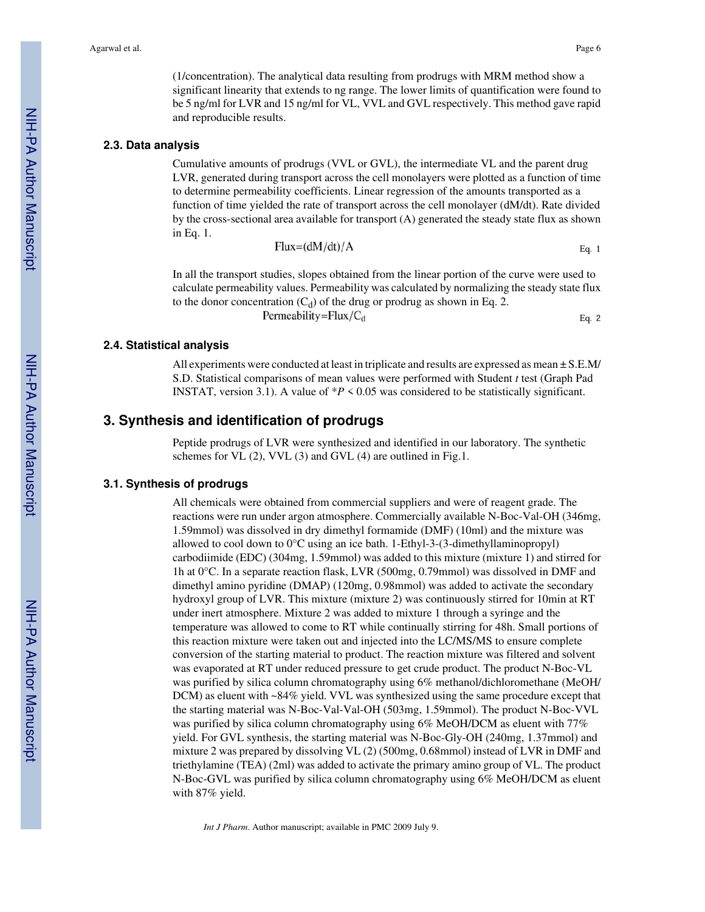(1/concentration). The analytical data resulting from prodrugs with MRM method show a significant linearity that extends to ng range. The lower limits of quantification were found to be 5 ng/ml for LVR and 15 ng/ml for VL, VVL and GVL respectively. This method gave rapid and reproducible results.

### 2.3. Data analysis

Cumulative amounts of prodrugs (VVL or GVL), the intermediate VL and the parent drug LVR, generated during transport across the cell monolayers were plotted as a function of time to determine permeability coefficients. Linear regression of the amounts transported as a function of time yielded the rate of transport across the cell monolayer (dM/dt). Rate divided by the cross-sectional area available for transport (A) generated the steady state flux as shown in Eq. 1.

$$\text{Flux} = (dM/dt)/A \quad \text{Eq. 1}$$

In all the transport studies, slopes obtained from the linear portion of the curve were used to calculate permeability values. Permeability was calculated by normalizing the steady state flux to the donor concentration ($C_d$) of the drug or prodrug as shown in Eq. 2.

$$\text{Permeability} = \text{Flux}/C_d \quad \text{Eq. 2}$$

### 2.4. Statistical analysis

All experiments were conducted at least in triplicate and results are expressed as mean ± S.E.M/S.D. Statistical comparisons of mean values were performed with Student *t* test (Graph Pad INSTAT, version 3.1). A value of $^*P < 0.05$ was considered to be statistically significant.

## 3. Synthesis and identification of prodrugs

Peptide prodrugs of LVR were synthesized and identified in our laboratory. The synthetic schemes for VL (2), VVL (3) and GVL (4) are outlined in Fig.1.

### 3.1. Synthesis of prodrugs

All chemicals were obtained from commercial suppliers and were of reagent grade. The reactions were run under argon atmosphere. Commercially available N-Boc-Val-OH (346mg, 1.59mmol) was dissolved in dry dimethyl formamide (DMF) (10ml) and the mixture was allowed to cool down to 0°C using an ice bath. 1-Ethyl-3-(3-dimethyllaminopropyl) carbodiimide (EDC) (304mg, 1.59mmol) was added to this mixture (mixture 1) and stirred for 1h at 0°C. In a separate reaction flask, LVR (500mg, 0.79mmol) was dissolved in DMF and dimethyl amino pyridine (DMAP) (120mg, 0.98mmol) was added to activate the secondary hydroxyl group of LVR. This mixture (mixture 2) was continuously stirred for 10min at RT under inert atmosphere. Mixture 2 was added to mixture 1 through a syringe and the temperature was allowed to come to RT while continually stirring for 48h. Small portions of this reaction mixture were taken out and injected into the LC/MS/MS to ensure complete conversion of the starting material to product. The reaction mixture was filtered and solvent was evaporated at RT under reduced pressure to get crude product. The product N-Boc-VL was purified by silica column chromatography using 6% methanol/dichloromethane (MeOH/DCM) as eluent with ~84% yield. VVL was synthesized using the same procedure except that the starting material was N-Boc-Val-Val-OH (503mg, 1.59mmol). The product N-Boc-VVL was purified by silica column chromatography using 6% MeOH/DCM as eluent with 77% yield. For GVL synthesis, the starting material was N-Boc-Gly-OH (240mg, 1.37mmol) and mixture 2 was prepared by dissolving VL (2) (500mg, 0.68mmol) instead of LVR in DMF and triethylamine (TEA) (2ml) was added to activate the primary amino group of VL. The product N-Boc-GVL was purified by silica column chromatography using 6% MeOH/DCM as eluent with 87% yield.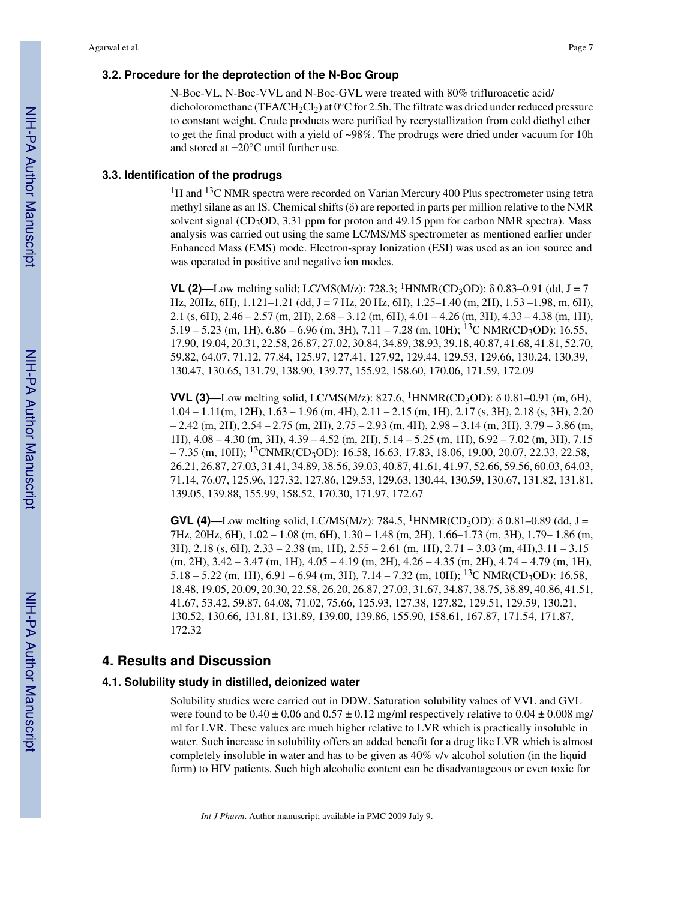### 3.2. Procedure for the deprotection of the N-Boc Group

N-Boc-VL, N-Boc-VVL and N-Boc-GVL were treated with 80% trifluroacetic acid/ dicholoromethane ($TFA/CH_2Cl_2$) at 0°C for 2.5h. The filtrate was dried under reduced pressure to constant weight. Crude products were purified by recrystallization from cold diethyl ether to get the final product with a yield of ~98%. The prodrugs were dried under vacuum for 10h and stored at −20°C until further use.

### 3.3. Identification of the prodrugs

$^1$H and $^{13}$C NMR spectra were recorded on Varian Mercury 400 Plus spectrometer using tetra methyl silane as an IS. Chemical shifts (δ) are reported in parts per million relative to the NMR solvent signal ($CD_3OD$, 3.31 ppm for proton and 49.15 ppm for carbon NMR spectra). Mass analysis was carried out using the same LC/MS/MS spectrometer as mentioned earlier under Enhanced Mass (EMS) mode. Electron-spray Ionization (ESI) was used as an ion source and was operated in positive and negative ion modes.

**VL (2)—**Low melting solid; LC/MS(M/z): 728.3; $^1$HNMR($CD_3OD$): δ 0.83–0.91 (dd, J = 7 Hz, 20Hz, 6H), 1.121–1.21 (dd, J = 7 Hz, 20 Hz, 6H), 1.25–1.40 (m, 2H), 1.53 –1.98, m, 6H), 2.1 (s, 6H), 2.46 – 2.57 (m, 2H), 2.68 – 3.12 (m, 6H), 4.01 – 4.26 (m, 3H), 4.33 – 4.38 (m, 1H), 5.19 – 5.23 (m, 1H), 6.86 – 6.96 (m, 3H), 7.11 – 7.28 (m, 10H); $^{13}$C NMR($CD_3OD$): 16.55, 17.90, 19.04, 20.31, 22.58, 26.87, 27.02, 30.84, 34.89, 38.93, 39.18, 40.87, 41.68, 41.81, 52.70, 59.82, 64.07, 71.12, 77.84, 125.97, 127.41, 127.92, 129.44, 129.53, 129.66, 130.24, 130.39, 130.47, 130.65, 131.79, 138.90, 139.77, 155.92, 158.60, 170.06, 171.59, 172.09

**VVL (3)—**Low melting solid, LC/MS(M/z): 827.6, $^1$HNMR($CD_3OD$): δ 0.81–0.91 (m, 6H), 1.04 – 1.11(m, 12H), 1.63 – 1.96 (m, 4H), 2.11 – 2.15 (m, 1H), 2.17 (s, 3H), 2.18 (s, 3H), 2.20 – 2.42 (m, 2H), 2.54 – 2.75 (m, 2H), 2.75 – 2.93 (m, 4H), 2.98 – 3.14 (m, 3H), 3.79 – 3.86 (m, 1H), 4.08 – 4.30 (m, 3H), 4.39 – 4.52 (m, 2H), 5.14 – 5.25 (m, 1H), 6.92 – 7.02 (m, 3H), 7.15 – 7.35 (m, 10H); $^{13}$CNMR($CD_3OD$): 16.58, 16.63, 17.83, 18.06, 19.00, 20.07, 22.33, 22.58, 26.21, 26.87, 27.03, 31.41, 34.89, 38.56, 39.03, 40.87, 41.61, 41.97, 52.66, 59.56, 60.03, 64.03, 71.14, 76.07, 125.96, 127.32, 127.86, 129.53, 129.63, 130.44, 130.59, 130.67, 131.82, 131.81, 139.05, 139.88, 155.99, 158.52, 170.30, 171.97, 172.67

**GVL (4)—**Low melting solid, LC/MS(M/z): 784.5, $^1$HNMR($CD_3OD$): δ 0.81–0.89 (dd, J = 7Hz, 20Hz, 6H), 1.02 – 1.08 (m, 6H), 1.30 – 1.48 (m, 2H), 1.66–1.73 (m, 3H), 1.79– 1.86 (m, 3H), 2.18 (s, 6H), 2.33 – 2.38 (m, 1H), 2.55 – 2.61 (m, 1H), 2.71 – 3.03 (m, 4H),3.11 – 3.15 (m, 2H), 3.42 – 3.47 (m, 1H), 4.05 – 4.19 (m, 2H), 4.26 – 4.35 (m, 2H), 4.74 – 4.79 (m, 1H), 5.18 – 5.22 (m, 1H), 6.91 – 6.94 (m, 3H), 7.14 – 7.32 (m, 10H); $^{13}$C NMR($CD_3OD$): 16.58, 18.48, 19.05, 20.09, 20.30, 22.58, 26.20, 26.87, 27.03, 31.67, 34.87, 38.75, 38.89, 40.86, 41.51, 41.67, 53.42, 59.87, 64.08, 71.02, 75.66, 125.93, 127.38, 127.82, 129.51, 129.59, 130.21, 130.52, 130.66, 131.81, 131.89, 139.00, 139.86, 155.90, 158.61, 167.87, 171.54, 171.87, 172.32

## 4. Results and Discussion

### 4.1. Solubility study in distilled, deionized water

Solubility studies were carried out in DDW. Saturation solubility values of VVL and GVL were found to be 0.40 ± 0.06 and 0.57 ± 0.12 mg/ml respectively relative to 0.04 ± 0.008 mg/ ml for LVR. These values are much higher relative to LVR which is practically insoluble in water. Such increase in solubility offers an added benefit for a drug like LVR which is almost completely insoluble in water and has to be given as 40% v/v alcohol solution (in the liquid form) to HIV patients. Such high alcoholic content can be disadvantageous or even toxic for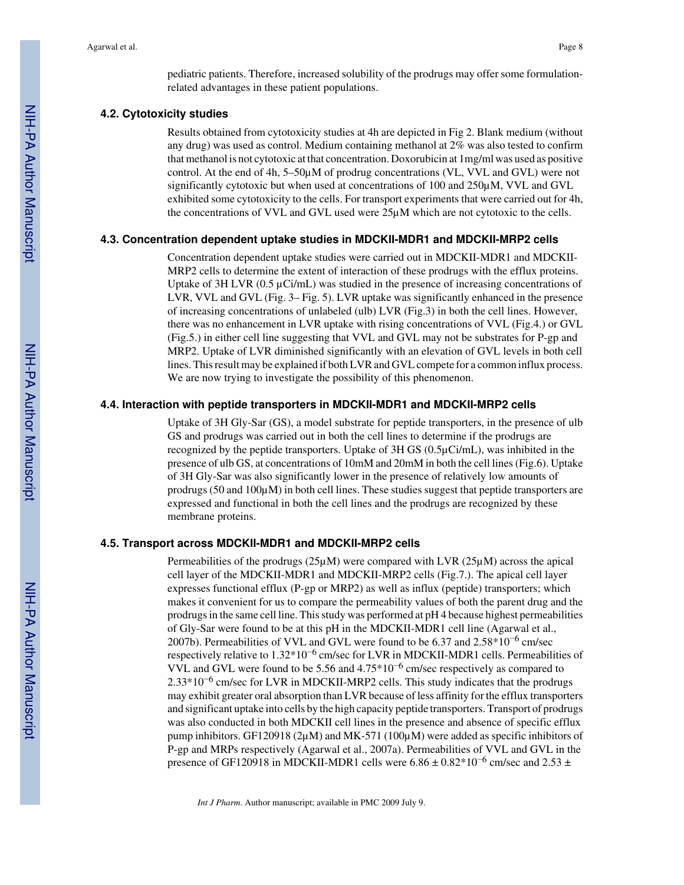pediatric patients. Therefore, increased solubility of the prodrugs may offer some formulation-related advantages in these patient populations.

### 4.2. Cytotoxicity studies

Results obtained from cytotoxicity studies at 4h are depicted in Fig 2. Blank medium (without any drug) was used as control. Medium containing methanol at 2% was also tested to confirm that methanol is not cytotoxic at that concentration. Doxorubicin at 1mg/ml was used as positive control. At the end of 4h, 5–50μM of prodrug concentrations (VL, VVL and GVL) were not significantly cytotoxic but when used at concentrations of 100 and 250μM, VVL and GVL exhibited some cytotoxicity to the cells. For transport experiments that were carried out for 4h, the concentrations of VVL and GVL used were 25μM which are not cytotoxic to the cells.

### 4.3. Concentration dependent uptake studies in MDCKII-MDR1 and MDCKII-MRP2 cells

Concentration dependent uptake studies were carried out in MDCKII-MDR1 and MDCKII-MRP2 cells to determine the extent of interaction of these prodrugs with the efflux proteins. Uptake of 3H LVR (0.5 μCi/mL) was studied in the presence of increasing concentrations of LVR, VVL and GVL (Fig. 3– Fig. 5). LVR uptake was significantly enhanced in the presence of increasing concentrations of unlabeled (ulb) LVR (Fig.3) in both the cell lines. However, there was no enhancement in LVR uptake with rising concentrations of VVL (Fig.4.) or GVL (Fig.5.) in either cell line suggesting that VVL and GVL may not be substrates for P-gp and MRP2. Uptake of LVR diminished significantly with an elevation of GVL levels in both cell lines. This result may be explained if both LVR and GVL compete for a common influx process. We are now trying to investigate the possibility of this phenomenon.

### 4.4. Interaction with peptide transporters in MDCKII-MDR1 and MDCKII-MRP2 cells

Uptake of 3H Gly-Sar (GS), a model substrate for peptide transporters, in the presence of ulb GS and prodrugs was carried out in both the cell lines to determine if the prodrugs are recognized by the peptide transporters. Uptake of 3H GS (0.5μCi/mL), was inhibited in the presence of ulb GS, at concentrations of 10mM and 20mM in both the cell lines (Fig.6). Uptake of 3H Gly-Sar was also significantly lower in the presence of relatively low amounts of prodrugs (50 and 100μM) in both cell lines. These studies suggest that peptide transporters are expressed and functional in both the cell lines and the prodrugs are recognized by these membrane proteins.

### 4.5. Transport across MDCKII-MDR1 and MDCKII-MRP2 cells

Permeabilities of the prodrugs (25μM) were compared with LVR (25μM) across the apical cell layer of the MDCKII-MDR1 and MDCKII-MRP2 cells (Fig.7.). The apical cell layer expresses functional efflux (P-gp or MRP2) as well as influx (peptide) transporters; which makes it convenient for us to compare the permeability values of both the parent drug and the prodrugs in the same cell line. This study was performed at pH 4 because highest permeabilities of Gly-Sar were found to be at this pH in the MDCKII-MDR1 cell line (Agarwal et al., 2007b). Permeabilities of VVL and GVL were found to be 6.37 and $2.58*10^{-6}$ cm/sec respectively relative to $1.32*10^{-6}$ cm/sec for LVR in MDCKII-MDR1 cells. Permeabilities of VVL and GVL were found to be 5.56 and $4.75*10^{-6}$ cm/sec respectively as compared to $2.33*10^{-6}$ cm/sec for LVR in MDCKII-MRP2 cells. This study indicates that the prodrugs may exhibit greater oral absorption than LVR because of less affinity for the efflux transporters and significant uptake into cells by the high capacity peptide transporters. Transport of prodrugs was also conducted in both MDCKII cell lines in the presence and absence of specific efflux pump inhibitors. GF120918 (2μM) and MK-571 (100μM) were added as specific inhibitors of P-gp and MRPs respectively (Agarwal et al., 2007a). Permeabilities of VVL and GVL in the presence of GF120918 in MDCKII-MDR1 cells were $6.86 \pm 0.82*10^{-6}$ cm/sec and 2.53 ±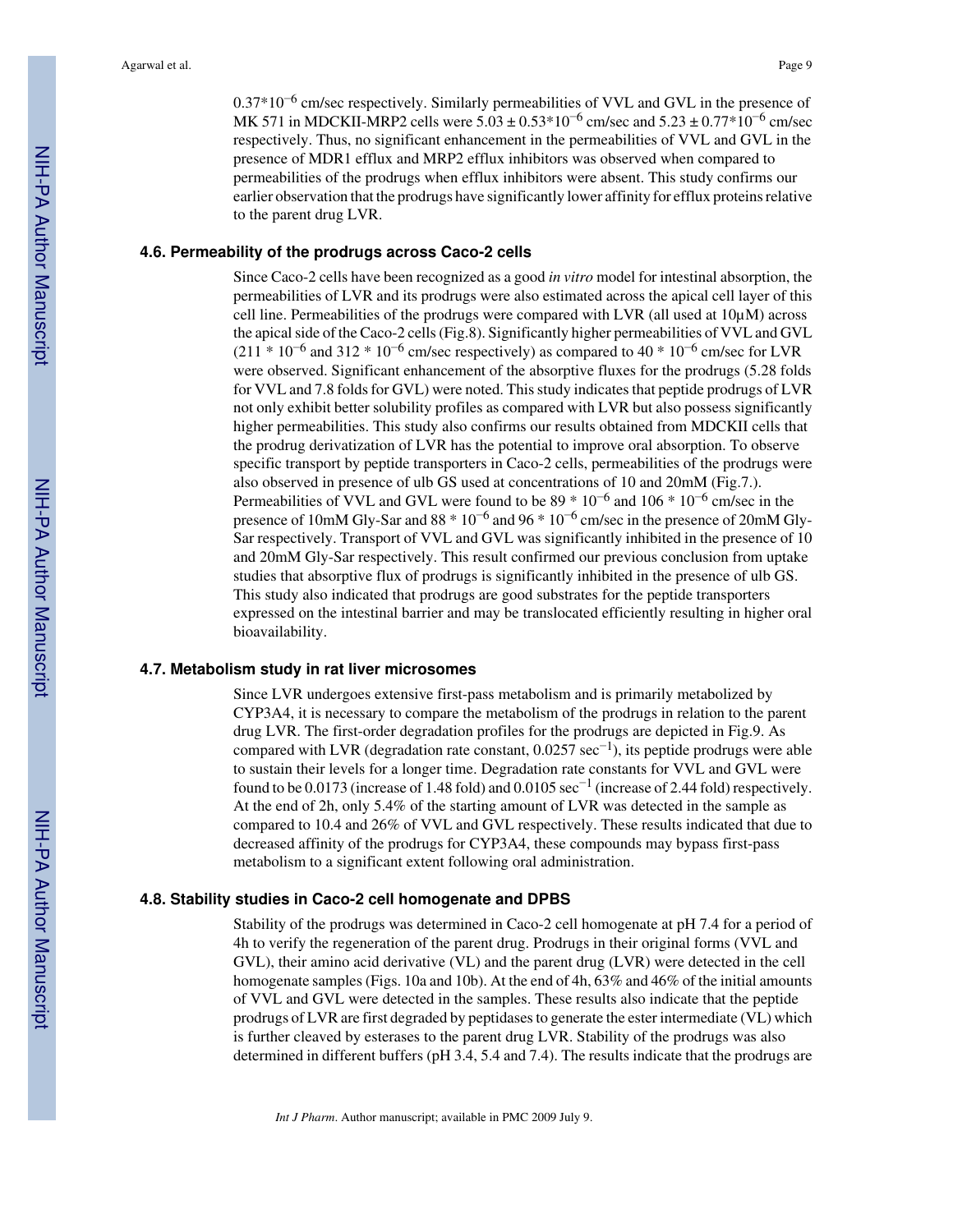$0.37*10^{-6}$ cm/sec respectively. Similarly permeabilities of VVL and GVL in the presence of MK 571 in MDCKII-MRP2 cells were $5.03 \pm 0.53*10^{-6}$ cm/sec and $5.23 \pm 0.77*10^{-6}$ cm/sec respectively. Thus, no significant enhancement in the permeabilities of VVL and GVL in the presence of MDR1 efflux and MRP2 efflux inhibitors was observed when compared to permeabilities of the prodrugs when efflux inhibitors were absent. This study confirms our earlier observation that the prodrugs have significantly lower affinity for efflux proteins relative to the parent drug LVR.

### 4.6. Permeability of the prodrugs across Caco-2 cells

Since Caco-2 cells have been recognized as a good *in vitro* model for intestinal absorption, the permeabilities of LVR and its prodrugs were also estimated across the apical cell layer of this cell line. Permeabilities of the prodrugs were compared with LVR (all used at 10μM) across the apical side of the Caco-2 cells (Fig.8). Significantly higher permeabilities of VVL and GVL ($211 * 10^{-6}$ and $312 * 10^{-6}$ cm/sec respectively) as compared to $40 * 10^{-6}$ cm/sec for LVR were observed. Significant enhancement of the absorptive fluxes for the prodrugs (5.28 folds for VVL and 7.8 folds for GVL) were noted. This study indicates that peptide prodrugs of LVR not only exhibit better solubility profiles as compared with LVR but also possess significantly higher permeabilities. This study also confirms our results obtained from MDCKII cells that the prodrug derivatization of LVR has the potential to improve oral absorption. To observe specific transport by peptide transporters in Caco-2 cells, permeabilities of the prodrugs were also observed in presence of ulb GS used at concentrations of 10 and 20mM (Fig.7.). Permeabilities of VVL and GVL were found to be $89 * 10^{-6}$ and $106 * 10^{-6}$ cm/sec in the presence of 10mM Gly-Sar and $88 * 10^{-6}$ and $96 * 10^{-6}$ cm/sec in the presence of 20mM Gly-Sar respectively. Transport of VVL and GVL was significantly inhibited in the presence of 10 and 20mM Gly-Sar respectively. This result confirmed our previous conclusion from uptake studies that absorptive flux of prodrugs is significantly inhibited in the presence of ulb GS. This study also indicated that prodrugs are good substrates for the peptide transporters expressed on the intestinal barrier and may be translocated efficiently resulting in higher oral bioavailability.

### 4.7. Metabolism study in rat liver microsomes

Since LVR undergoes extensive first-pass metabolism and is primarily metabolized by CYP3A4, it is necessary to compare the metabolism of the prodrugs in relation to the parent drug LVR. The first-order degradation profiles for the prodrugs are depicted in Fig.9. As compared with LVR (degradation rate constant, 0.0257 $sec^{-1}$), its peptide prodrugs were able to sustain their levels for a longer time. Degradation rate constants for VVL and GVL were found to be 0.0173 (increase of 1.48 fold) and 0.0105 $sec^{-1}$ (increase of 2.44 fold) respectively. At the end of 2h, only 5.4% of the starting amount of LVR was detected in the sample as compared to 10.4 and 26% of VVL and GVL respectively. These results indicated that due to decreased affinity of the prodrugs for CYP3A4, these compounds may bypass first-pass metabolism to a significant extent following oral administration.

### 4.8. Stability studies in Caco-2 cell homogenate and DPBS

Stability of the prodrugs was determined in Caco-2 cell homogenate at pH 7.4 for a period of 4h to verify the regeneration of the parent drug. Prodrugs in their original forms (VVL and GVL), their amino acid derivative (VL) and the parent drug (LVR) were detected in the cell homogenate samples (Figs. 10a and 10b). At the end of 4h, 63% and 46% of the initial amounts of VVL and GVL were detected in the samples. These results also indicate that the peptide prodrugs of LVR are first degraded by peptidases to generate the ester intermediate (VL) which is further cleaved by esterases to the parent drug LVR. Stability of the prodrugs was also determined in different buffers (pH 3.4, 5.4 and 7.4). The results indicate that the prodrugs are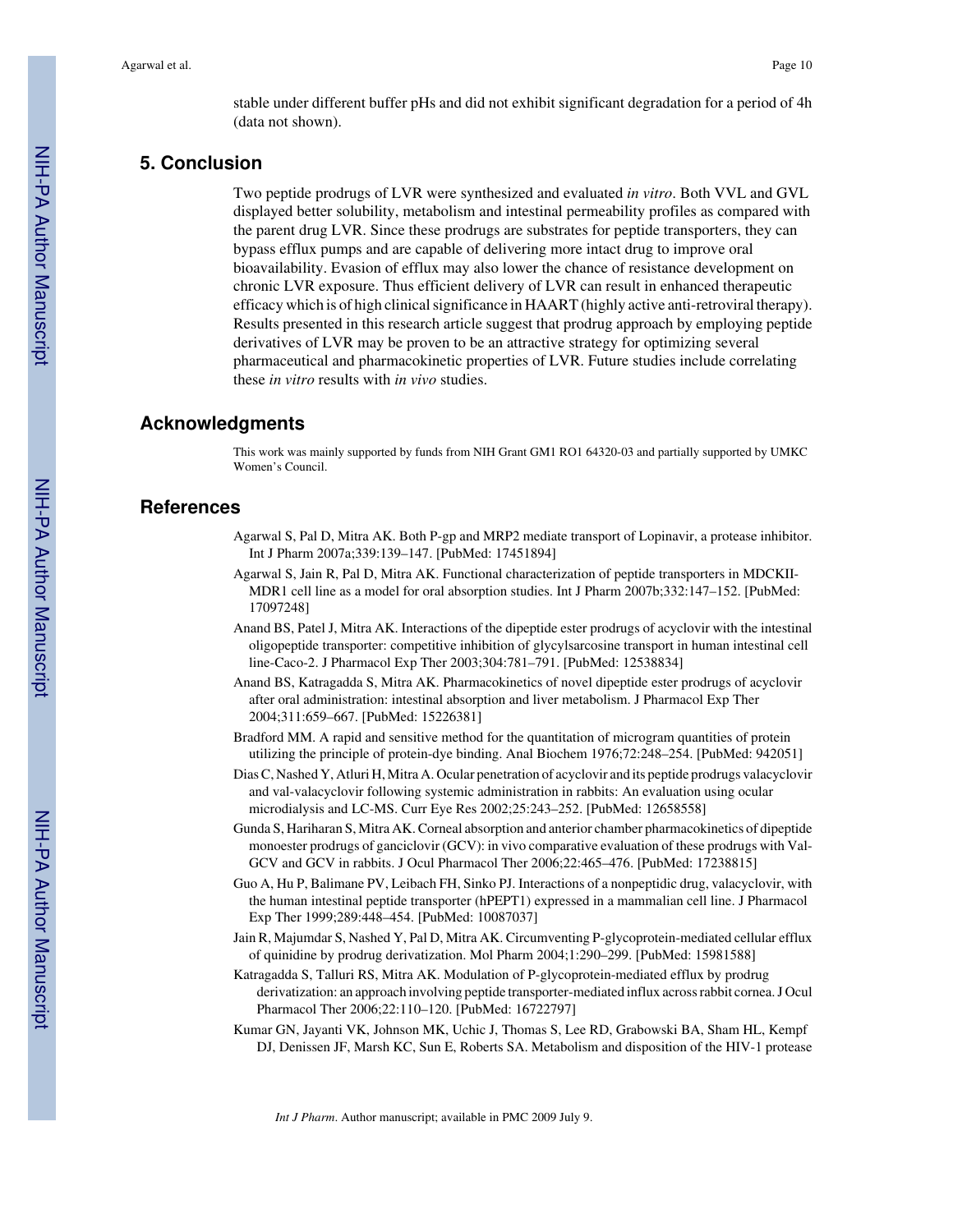stable under different buffer pHs and did not exhibit significant degradation for a period of 4h (data not shown).

## 5. Conclusion

Two peptide prodrugs of LVR were synthesized and evaluated *in vitro*. Both VVL and GVL displayed better solubility, metabolism and intestinal permeability profiles as compared with the parent drug LVR. Since these prodrugs are substrates for peptide transporters, they can bypass efflux pumps and are capable of delivering more intact drug to improve oral bioavailability. Evasion of efflux may also lower the chance of resistance development on chronic LVR exposure. Thus efficient delivery of LVR can result in enhanced therapeutic efficacy which is of high clinical significance in HAART (highly active anti-retroviral therapy). Results presented in this research article suggest that prodrug approach by employing peptide derivatives of LVR may be proven to be an attractive strategy for optimizing several pharmaceutical and pharmacokinetic properties of LVR. Future studies include correlating these *in vitro* results with *in vivo* studies.

## Acknowledgments

This work was mainly supported by funds from NIH Grant GM1 RO1 64320-03 and partially supported by UMKC Women's Council.

## References

Agarwal S, Pal D, Mitra AK. Both P-gp and MRP2 mediate transport of Lopinavir, a protease inhibitor. Int J Pharm 2007a;339:139–147. [PubMed: 17451894]

Agarwal S, Jain R, Pal D, Mitra AK. Functional characterization of peptide transporters in MDCKII-MDR1 cell line as a model for oral absorption studies. Int J Pharm 2007b;332:147–152. [PubMed: 17097248]

Anand BS, Patel J, Mitra AK. Interactions of the dipeptide ester prodrugs of acyclovir with the intestinal oligopeptide transporter: competitive inhibition of glycylsarcosine transport in human intestinal cell line-Caco-2. J Pharmacol Exp Ther 2003;304:781–791. [PubMed: 12538834]

Anand BS, Katragadda S, Mitra AK. Pharmacokinetics of novel dipeptide ester prodrugs of acyclovir after oral administration: intestinal absorption and liver metabolism. J Pharmacol Exp Ther 2004;311:659–667. [PubMed: 15226381]

Bradford MM. A rapid and sensitive method for the quantitation of microgram quantities of protein utilizing the principle of protein-dye binding. Anal Biochem 1976;72:248–254. [PubMed: 942051]

Dias C, Nashed Y, Atluri H, Mitra A. Ocular penetration of acyclovir and its peptide prodrugs valacyclovir and val-valacyclovir following systemic administration in rabbits: An evaluation using ocular microdialysis and LC-MS. Curr Eye Res 2002;25:243–252. [PubMed: 12658558]

Gunda S, Hariharan S, Mitra AK. Corneal absorption and anterior chamber pharmacokinetics of dipeptide monoester prodrugs of ganciclovir (GCV): in vivo comparative evaluation of these prodrugs with Val-GCV and GCV in rabbits. J Ocul Pharmacol Ther 2006;22:465–476. [PubMed: 17238815]

Guo A, Hu P, Balimane PV, Leibach FH, Sinko PJ. Interactions of a nonpeptidic drug, valacyclovir, with the human intestinal peptide transporter (hPEPT1) expressed in a mammalian cell line. J Pharmacol Exp Ther 1999;289:448–454. [PubMed: 10087037]

Jain R, Majumdar S, Nashed Y, Pal D, Mitra AK. Circumventing P-glycoprotein-mediated cellular efflux of quinidine by prodrug derivatization. Mol Pharm 2004;1:290–299. [PubMed: 15981588]

Katragadda S, Talluri RS, Mitra AK. Modulation of P-glycoprotein-mediated efflux by prodrug derivatization: an approach involving peptide transporter-mediated influx across rabbit cornea. J Ocul Pharmacol Ther 2006;22:110–120. [PubMed: 16722797]

Kumar GN, Jayanti VK, Johnson MK, Uchic J, Thomas S, Lee RD, Grabowski BA, Sham HL, Kempf DJ, Denissen JF, Marsh KC, Sun E, Roberts SA. Metabolism and disposition of the HIV-1 protease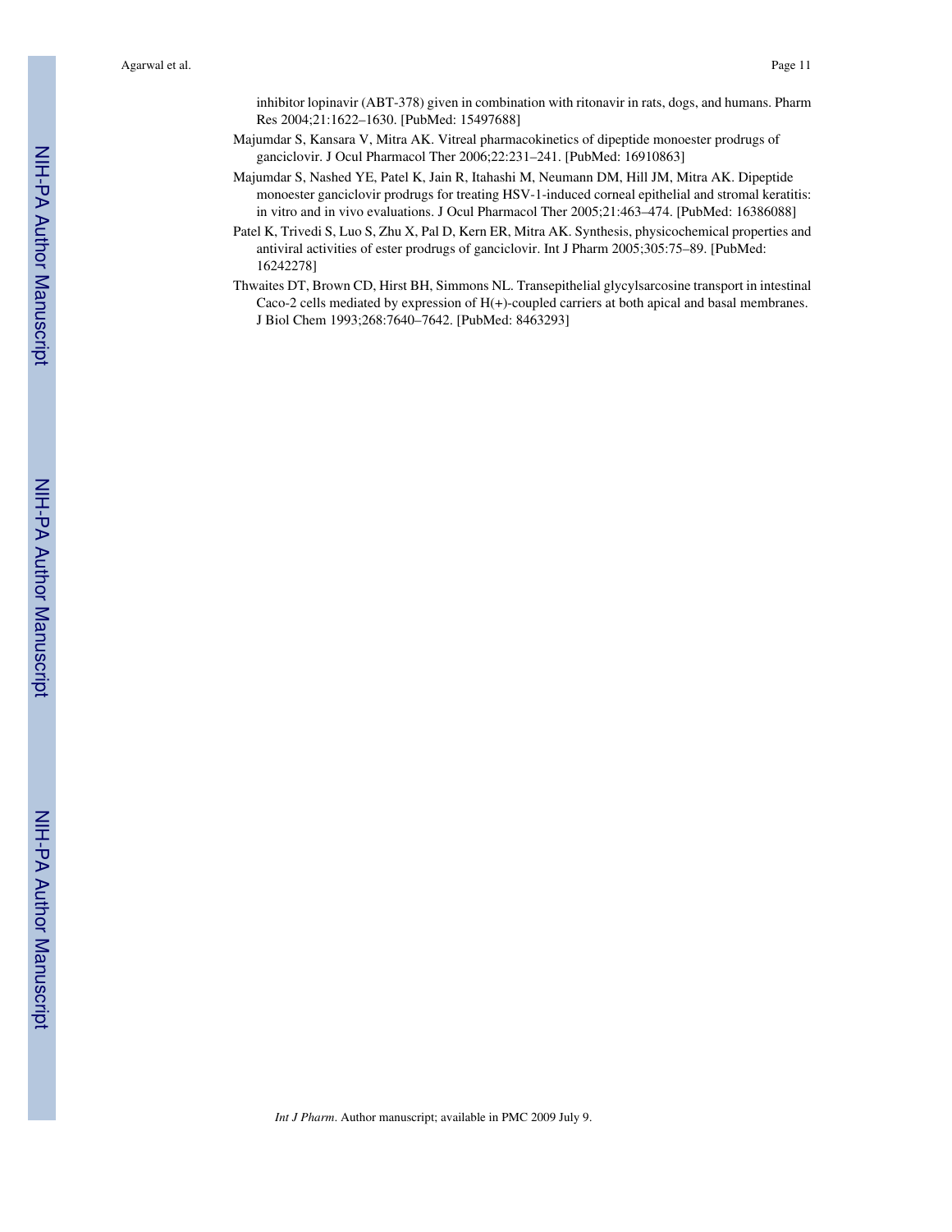inhibitor lopinavir (ABT-378) given in combination with ritonavir in rats, dogs, and humans. Pharm Res 2004;21:1622–1630. [PubMed: 15497688]

Majumdar S, Kansara V, Mitra AK. Vitreal pharmacokinetics of dipeptide monoester prodrugs of ganciclovir. J Ocul Pharmacol Ther 2006;22:231–241. [PubMed: 16910863]

Majumdar S, Nashed YE, Patel K, Jain R, Itahashi M, Neumann DM, Hill JM, Mitra AK. Dipeptide monoester ganciclovir prodrugs for treating HSV-1-induced corneal epithelial and stromal keratitis: in vitro and in vivo evaluations. J Ocul Pharmacol Ther 2005;21:463–474. [PubMed: 16386088]

Patel K, Trivedi S, Luo S, Zhu X, Pal D, Kern ER, Mitra AK. Synthesis, physicochemical properties and antiviral activities of ester prodrugs of ganciclovir. Int J Pharm 2005;305:75–89. [PubMed: 16242278]

Thwaites DT, Brown CD, Hirst BH, Simmons NL. Transepithelial glycylsarcosine transport in intestinal Caco-2 cells mediated by expression of H(+)-coupled carriers at both apical and basal membranes. J Biol Chem 1993;268:7640–7642. [PubMed: 8463293]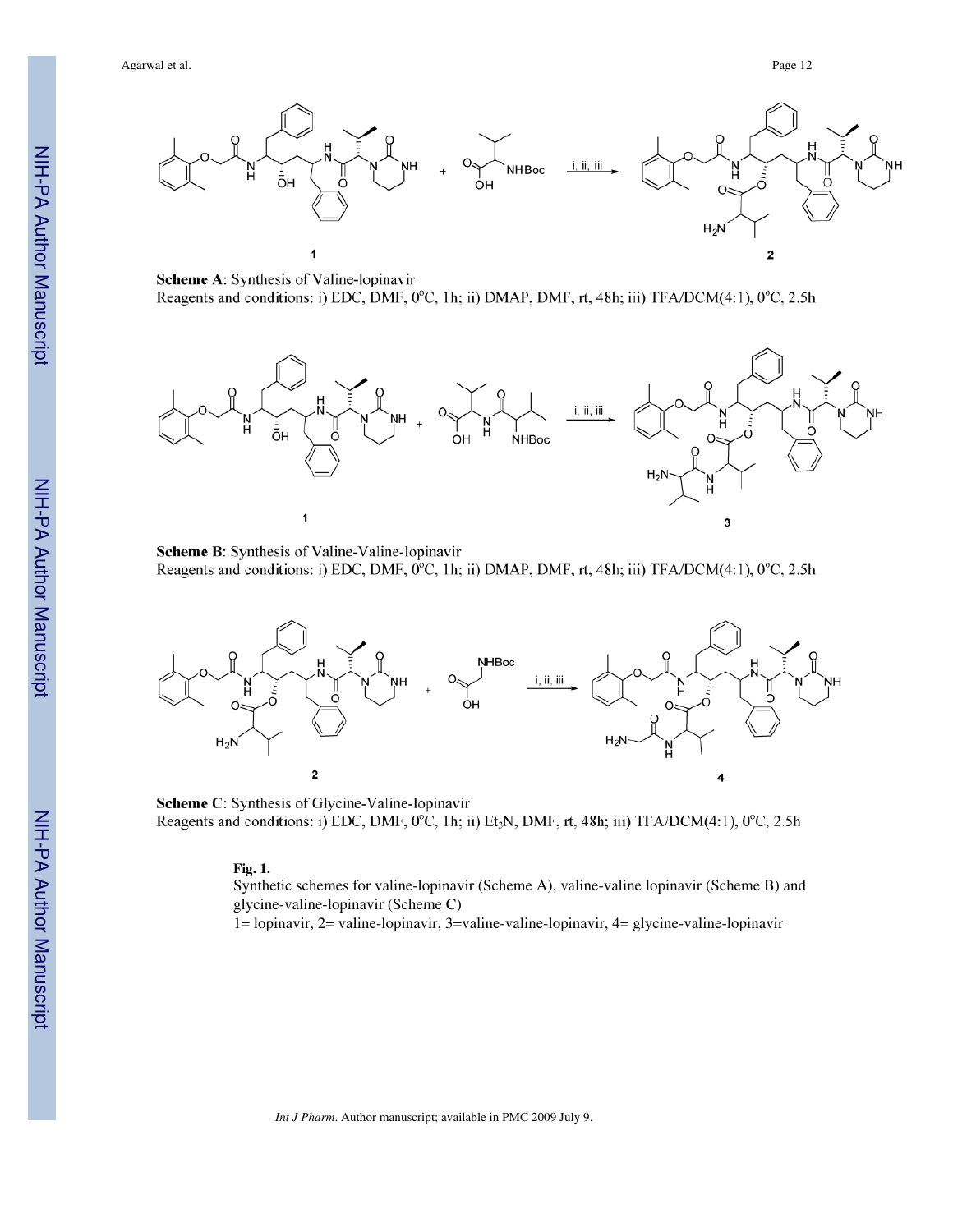**Scheme A**: Synthesis of Valine-lopinavir

Reagents and conditions: i) EDC, DMF, 0°C, 1h; ii) DMAP, DMF, rt, 48h; iii) TFA/DCM(4:1), 0°C, 2.5h

**Scheme B**: Synthesis of Valine-Valine-lopinavir

Reagents and conditions: i) EDC, DMF, 0°C, 1h; ii) DMAP, DMF, rt, 48h; iii) TFA/DCM(4:1), 0°C, 2.5h

**Scheme C**: Synthesis of Glycine-Valine-lopinavir

Reagents and conditions: i) EDC, DMF, 0°C, 1h; ii) $Et_3N$, DMF, rt, 48h; iii) TFA/DCM(4:1), 0°C, 2.5h

**Fig. 1.**

Synthetic schemes for valine-lopinavir (Scheme A), valine-valine lopinavir (Scheme B) and glycine-valine-lopinavir (Scheme C)

1= lopinavir, 2= valine-lopinavir, 3=valine-valine-lopinavir, 4= glycine-valine-lopinavir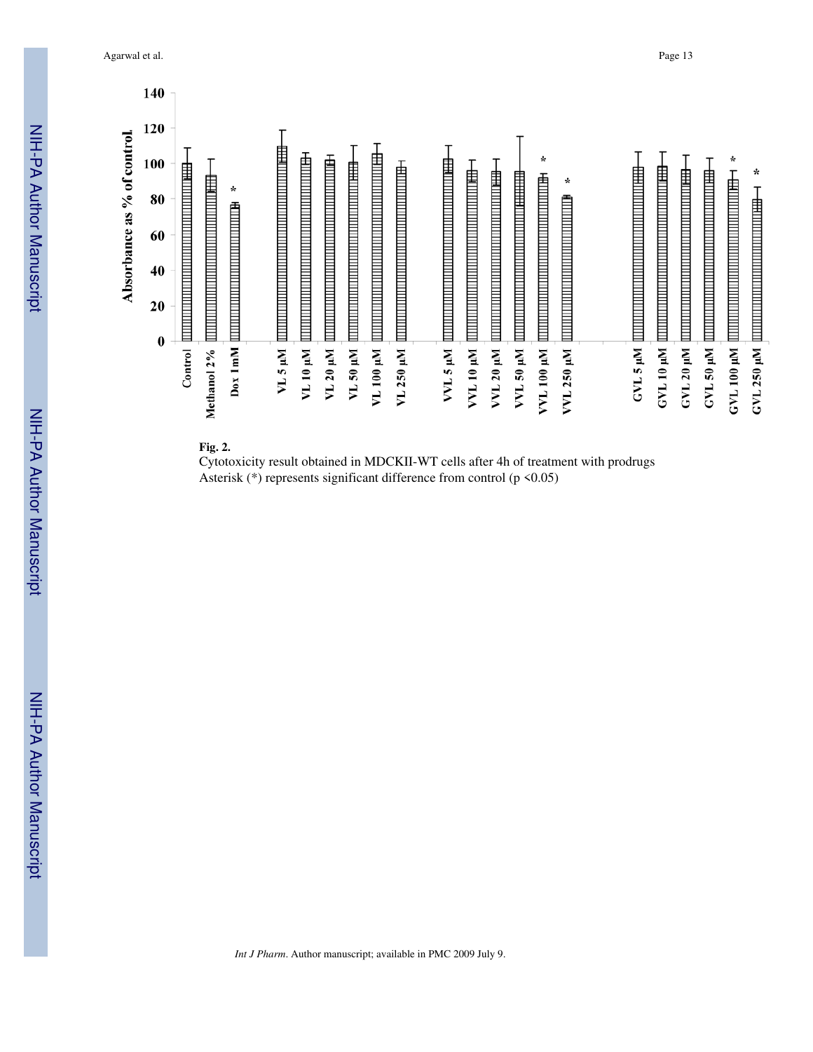**Fig. 2.**

Cytotoxicity result obtained in MDCKII-WT cells after 4h of treatment with prodrugs

Asterisk (*) represents significant difference from control ($p < 0.05$)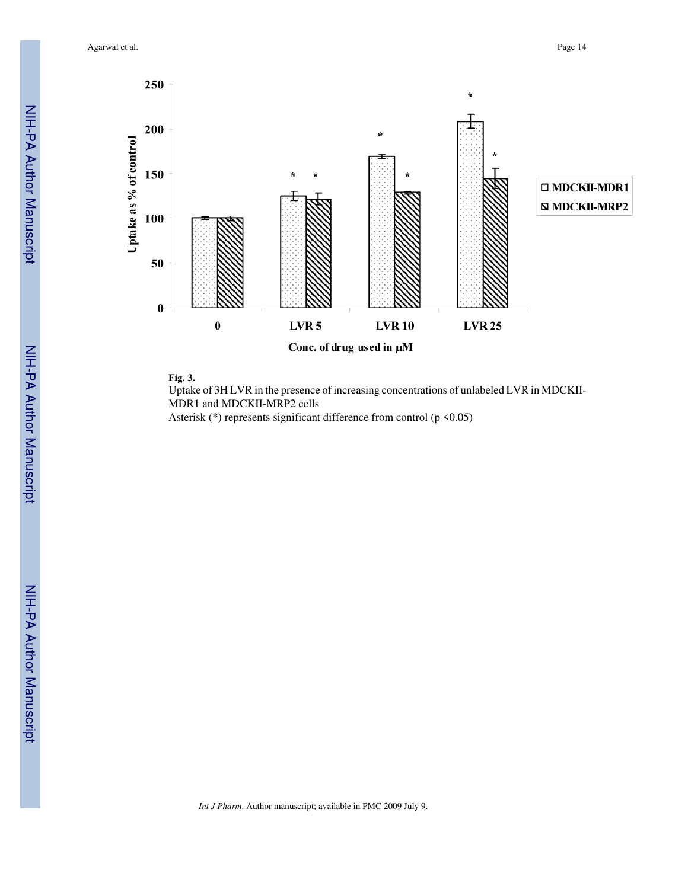**Fig. 3.**

Uptake of 3H LVR in the presence of increasing concentrations of unlabeled LVR in MDCKII-MDR1 and MDCKII-MRP2 cells

Asterisk (*) represents significant difference from control ($p < 0.05$)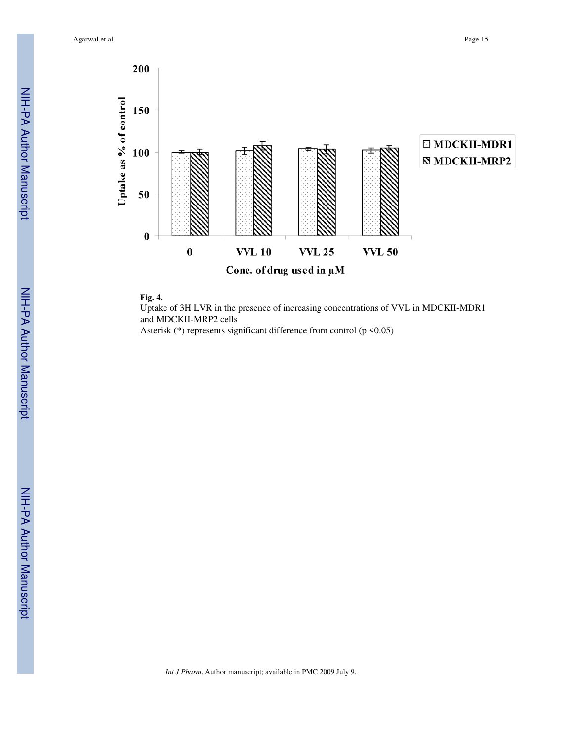**Fig. 4.**

Uptake of 3H LVR in the presence of increasing concentrations of VVL in MDCKII-MDR1 and MDCKII-MRP2 cells

Asterisk (*) represents significant difference from control ($p < 0.05$)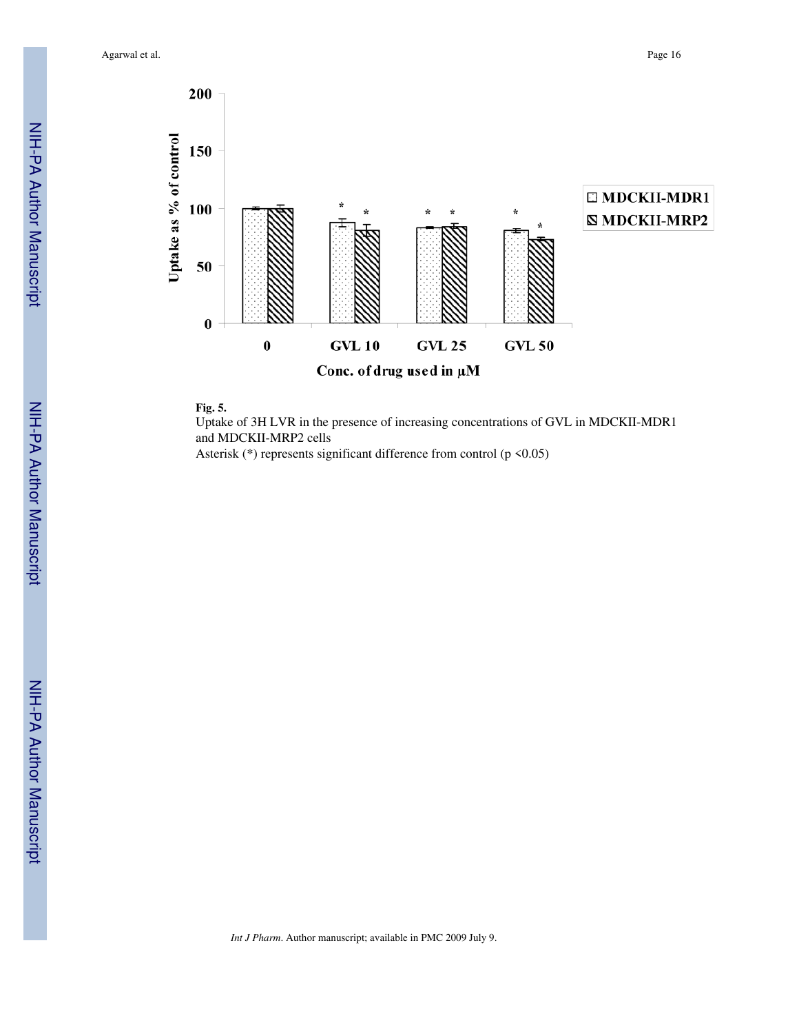**Fig. 5.**

Uptake of 3H LVR in the presence of increasing concentrations of GVL in MDCKII-MDR1 and MDCKII-MRP2 cells

Asterisk (*) represents significant difference from control ($p < 0.05$)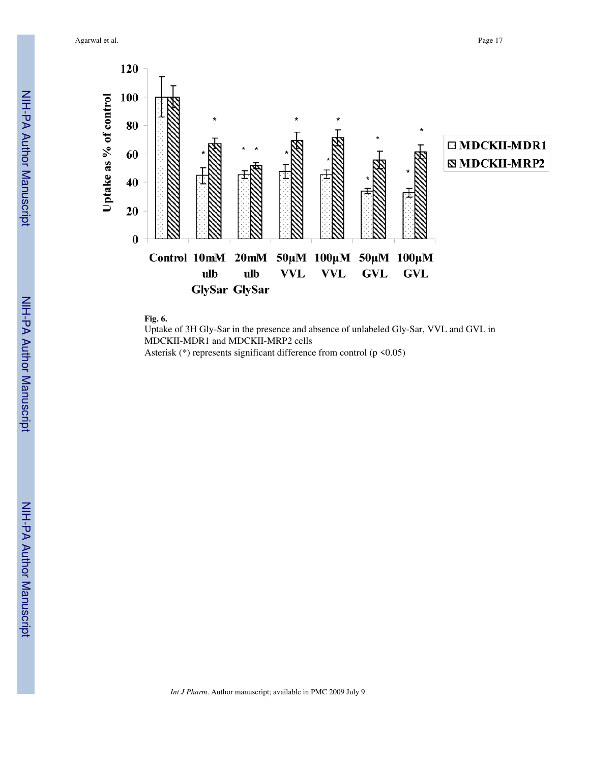**Fig. 6.**

Uptake of 3H Gly-Sar in the presence and absence of unlabeled Gly-Sar, VVL and GVL in MDCKII-MDR1 and MDCKII-MRP2 cells

Asterisk (*) represents significant difference from control ($p < 0.05$)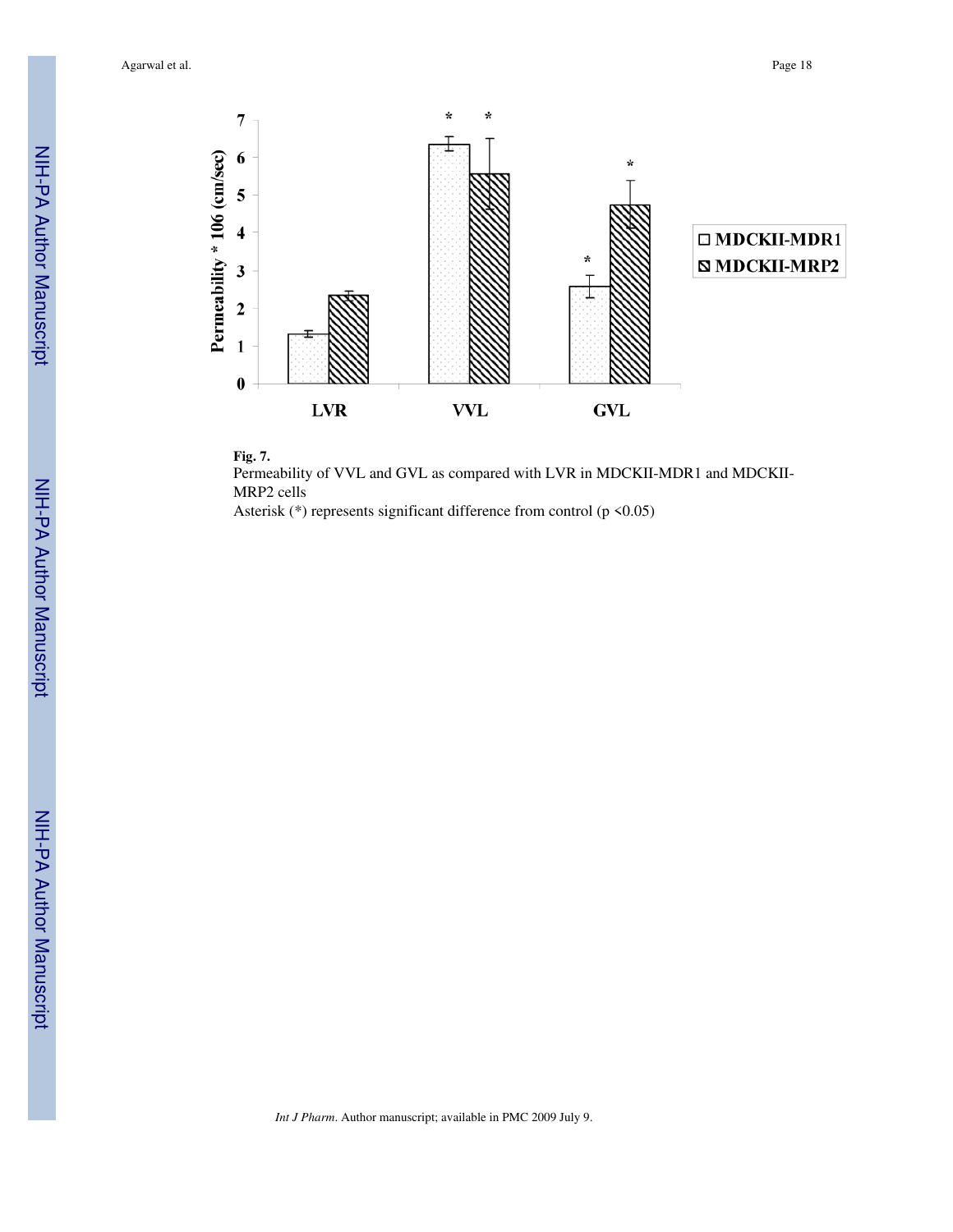**Fig. 7.**

Permeability of VVL and GVL as compared with LVR in MDCKII-MDR1 and MDCKII-MRP2 cells

Asterisk (*) represents significant difference from control ($p < 0.05$)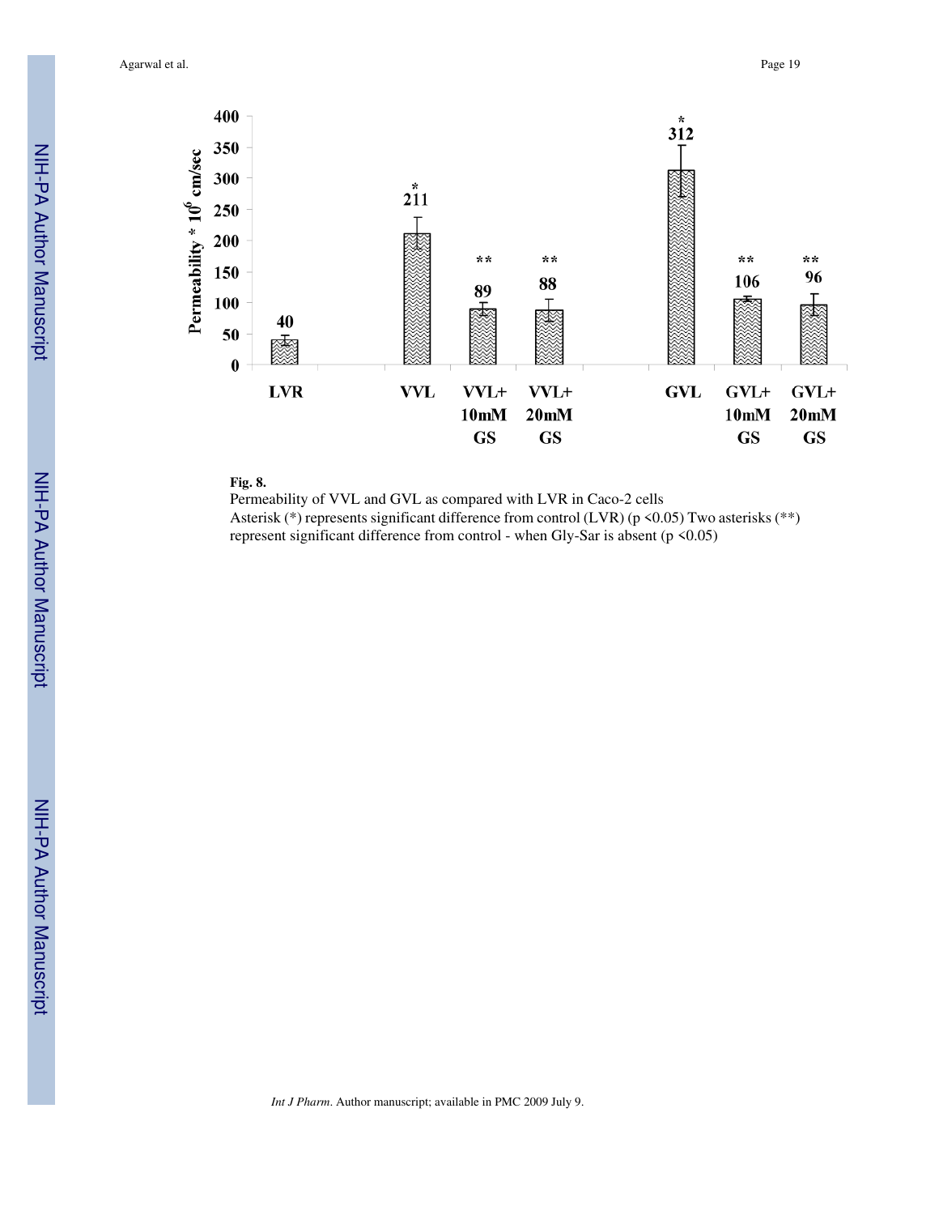**Fig. 8.**

Permeability of VVL and GVL as compared with LVR in Caco-2 cells

Asterisk (*) represents significant difference from control (LVR) ($p < 0.05$) Two asterisks (**) represent significant difference from control - when Gly-Sar is absent ($p < 0.05$)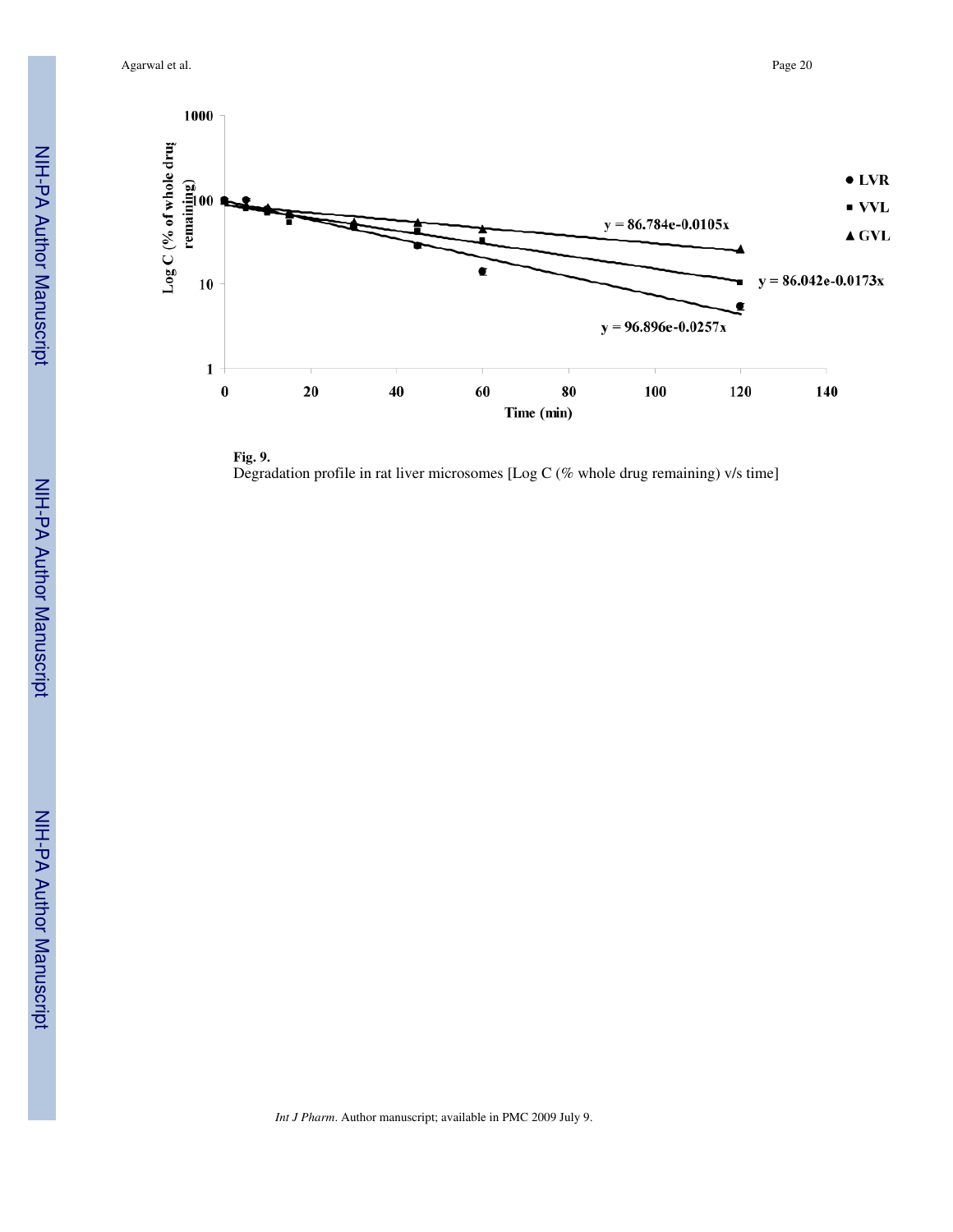**Fig. 9.**

Degradation profile in rat liver microsomes [Log C (% whole drug remaining) v/s time]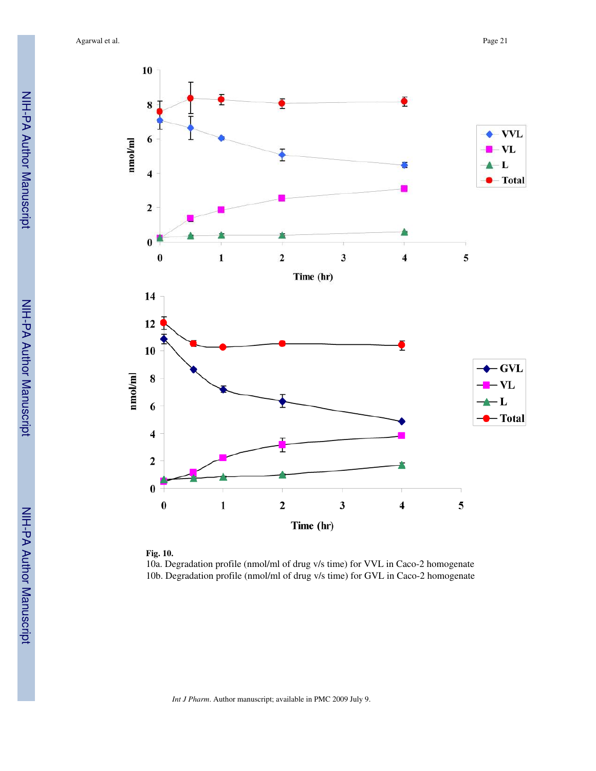10

8

6

4

2

0

nmol/ml

0 1 2 3 4 5

Time (hr)

VVL
VL
L
Total

14

12

10

8

6

4

2

0

nmol/ml

0 1 2 3 4 5

Time (hr)

GVL
VL
L
Total

**Fig. 10.**
10a. Degradation profile (nmol/ml of drug v/s time) for VVL in Caco-2 homogenate
10b. Degradation profile (nmol/ml of drug v/s time) for GVL in Caco-2 homogenate